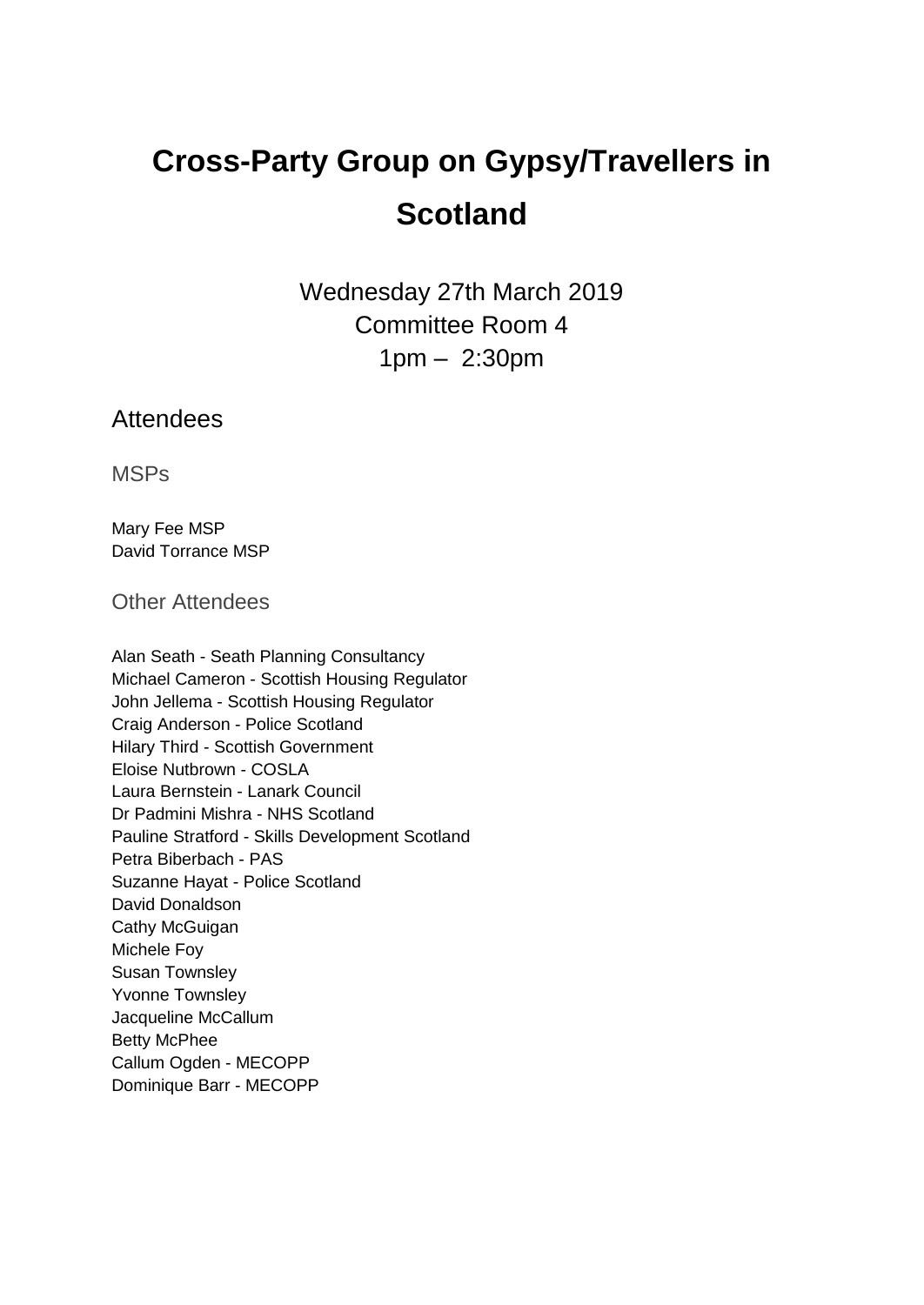# Cross-Party Group on Gypsy/Travellers in Scotland

Wednesday 27th March 2019
Committee Room 4
1pm – 2:30pm

## Attendees

### MSPs

Mary Fee MSP
David Torrance MSP

### Other Attendees

Alan Seath - Seath Planning Consultancy
Michael Cameron - Scottish Housing Regulator
John Jellema - Scottish Housing Regulator
Craig Anderson - Police Scotland
Hilary Third - Scottish Government
Eloise Nutbrown - COSLA
Laura Bernstein - Lanark Council
Dr Padmini Mishra - NHS Scotland
Pauline Stratford - Skills Development Scotland
Petra Biberbach - PAS
Suzanne Hayat - Police Scotland
David Donaldson
Cathy McGuigan
Michele Foy
Susan Townsley
Yvonne Townsley
Jacqueline McCallum
Betty McPhee
Callum Ogden - MECOPP
Dominique Barr - MECOPP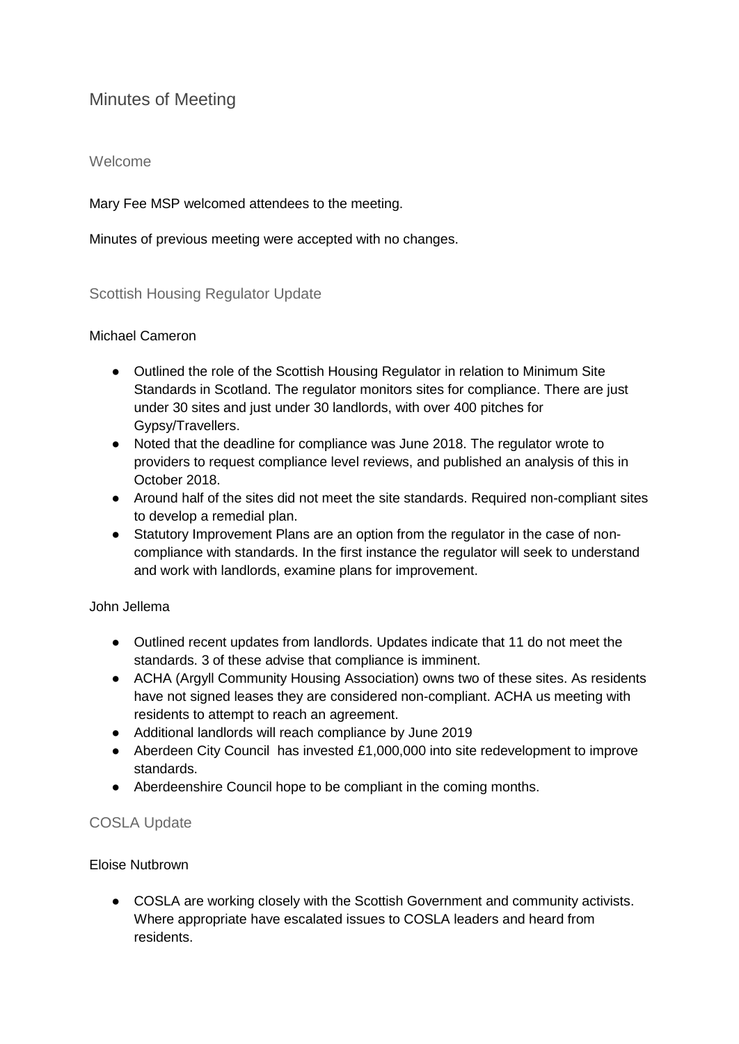# Minutes of Meeting

## Welcome

Mary Fee MSP welcomed attendees to the meeting.

Minutes of previous meeting were accepted with no changes.

## Scottish Housing Regulator Update

Michael Cameron

- Outlined the role of the Scottish Housing Regulator in relation to Minimum Site Standards in Scotland. The regulator monitors sites for compliance. There are just under 30 sites and just under 30 landlords, with over 400 pitches for Gypsy/Travellers.
- Noted that the deadline for compliance was June 2018. The regulator wrote to providers to request compliance level reviews, and published an analysis of this in October 2018.
- Around half of the sites did not meet the site standards. Required non-compliant sites to develop a remedial plan.
- Statutory Improvement Plans are an option from the regulator in the case of non-compliance with standards. In the first instance the regulator will seek to understand and work with landlords, examine plans for improvement.

John Jellema

- Outlined recent updates from landlords. Updates indicate that 11 do not meet the standards. 3 of these advise that compliance is imminent.
- ACHA (Argyll Community Housing Association) owns two of these sites. As residents have not signed leases they are considered non-compliant. ACHA us meeting with residents to attempt to reach an agreement.
- Additional landlords will reach compliance by June 2019
- Aberdeen City Council has invested £1,000,000 into site redevelopment to improve standards.
- Aberdeenshire Council hope to be compliant in the coming months.

## COSLA Update

Eloise Nutbrown

- COSLA are working closely with the Scottish Government and community activists. Where appropriate have escalated issues to COSLA leaders and heard from residents.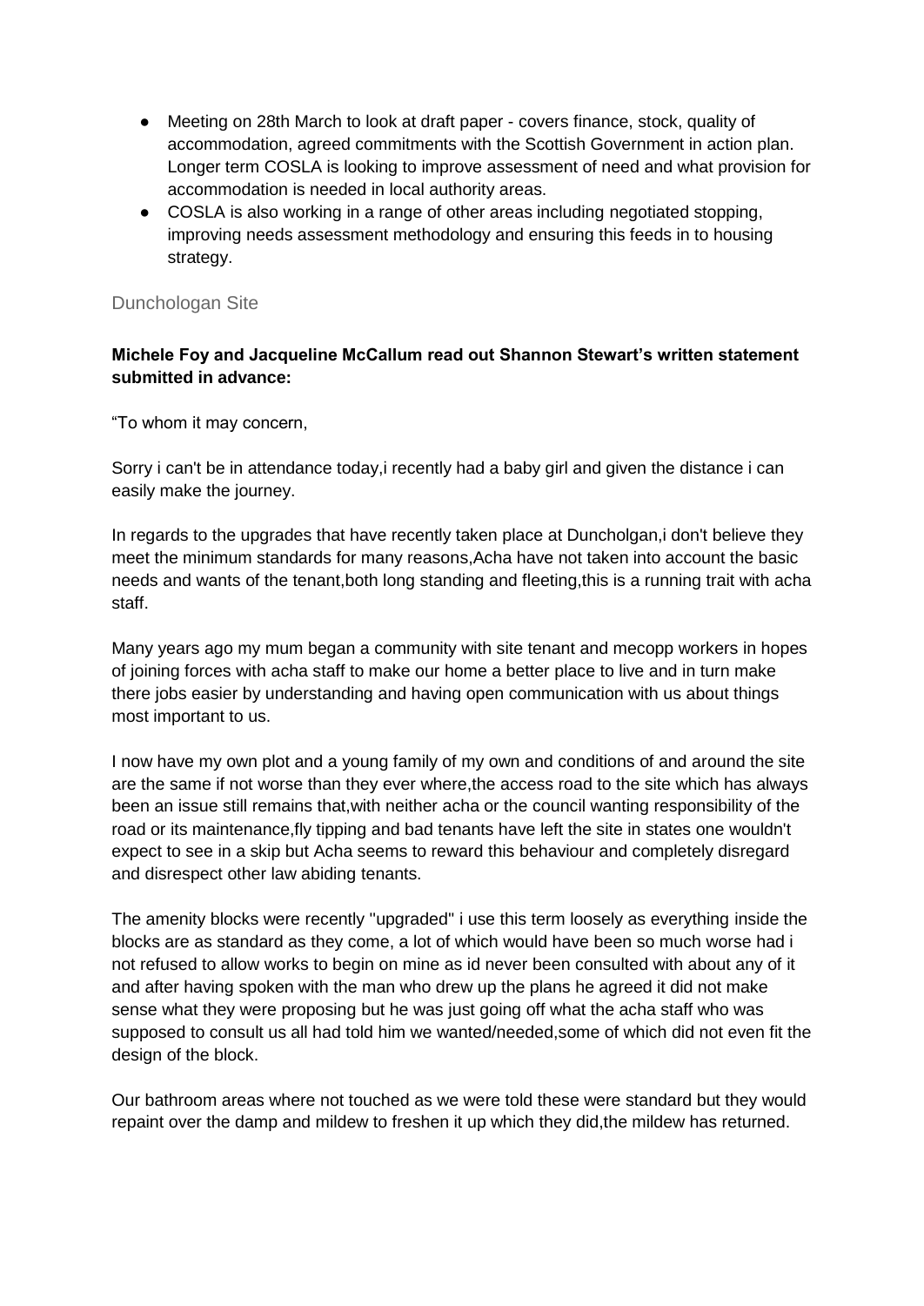- Meeting on 28th March to look at draft paper - covers finance, stock, quality of accommodation, agreed commitments with the Scottish Government in action plan. Longer term COSLA is looking to improve assessment of need and what provision for accommodation is needed in local authority areas.
- COSLA is also working in a range of other areas including negotiated stopping, improving needs assessment methodology and ensuring this feeds in to housing strategy.

## Dunchologan Site

**Michele Foy and Jacqueline McCallum read out Shannon Stewart's written statement submitted in advance:**

"To whom it may concern,

Sorry i can't be in attendance today,i recently had a baby girl and given the distance i can easily make the journey.

In regards to the upgrades that have recently taken place at Duncholgan,i don't believe they meet the minimum standards for many reasons,Acha have not taken into account the basic needs and wants of the tenant,both long standing and fleeting,this is a running trait with acha staff.

Many years ago my mum began a community with site tenant and mecopp workers in hopes of joining forces with acha staff to make our home a better place to live and in turn make there jobs easier by understanding and having open communication with us about things most important to us.

I now have my own plot and a young family of my own and conditions of and around the site are the same if not worse than they ever where,the access road to the site which has always been an issue still remains that,with neither acha or the council wanting responsibility of the road or its maintenance,fly tipping and bad tenants have left the site in states one wouldn't expect to see in a skip but Acha seems to reward this behaviour and completely disregard and disrespect other law abiding tenants.

The amenity blocks were recently "upgraded" i use this term loosely as everything inside the blocks are as standard as they come, a lot of which would have been so much worse had i not refused to allow works to begin on mine as id never been consulted with about any of it and after having spoken with the man who drew up the plans he agreed it did not make sense what they were proposing but he was just going off what the acha staff who was supposed to consult us all had told him we wanted/needed,some of which did not even fit the design of the block.

Our bathroom areas where not touched as we were told these were standard but they would repaint over the damp and mildew to freshen it up which they did,the mildew has returned.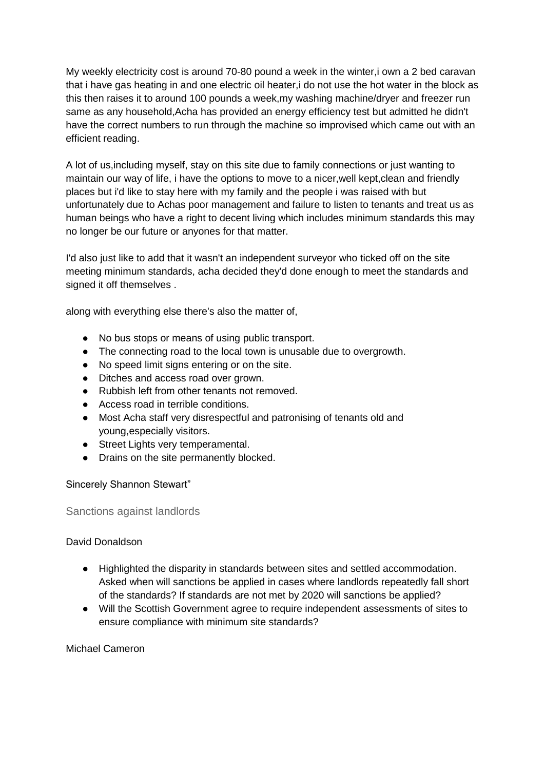My weekly electricity cost is around 70-80 pound a week in the winter,i own a 2 bed caravan that i have gas heating in and one electric oil heater,i do not use the hot water in the block as this then raises it to around 100 pounds a week,my washing machine/dryer and freezer run same as any household,Acha has provided an energy efficiency test but admitted he didn't have the correct numbers to run through the machine so improvised which came out with an efficient reading.

A lot of us,including myself, stay on this site due to family connections or just wanting to maintain our way of life, i have the options to move to a nicer,well kept,clean and friendly places but i'd like to stay here with my family and the people i was raised with but unfortunately due to Achas poor management and failure to listen to tenants and treat us as human beings who have a right to decent living which includes minimum standards this may no longer be our future or anyones for that matter.

I'd also just like to add that it wasn't an independent surveyor who ticked off on the site meeting minimum standards, acha decided they'd done enough to meet the standards and signed it off themselves .

along with everything else there's also the matter of,

- No bus stops or means of using public transport.
- The connecting road to the local town is unusable due to overgrowth.
- No speed limit signs entering or on the site.
- Ditches and access road over grown.
- Rubbish left from other tenants not removed.
- Access road in terrible conditions.
- Most Acha staff very disrespectful and patronising of tenants old and young,especially visitors.
- Street Lights very temperamental.
- Drains on the site permanently blocked.

Sincerely Shannon Stewart"

### Sanctions against landlords

David Donaldson

- Highlighted the disparity in standards between sites and settled accommodation. Asked when will sanctions be applied in cases where landlords repeatedly fall short of the standards? If standards are not met by 2020 will sanctions be applied?
- Will the Scottish Government agree to require independent assessments of sites to ensure compliance with minimum site standards?

Michael Cameron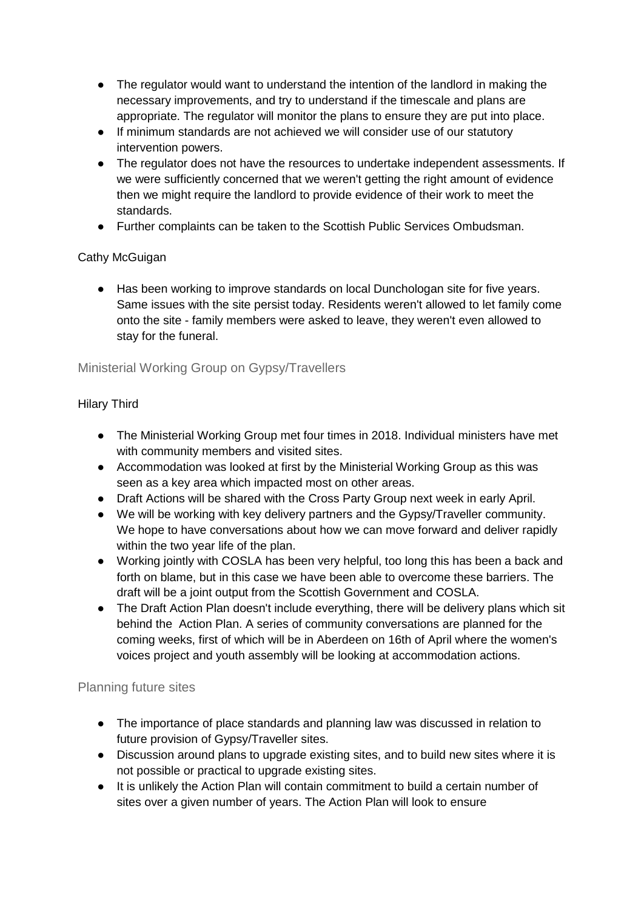- The regulator would want to understand the intention of the landlord in making the necessary improvements, and try to understand if the timescale and plans are appropriate. The regulator will monitor the plans to ensure they are put into place.
- If minimum standards are not achieved we will consider use of our statutory intervention powers.
- The regulator does not have the resources to undertake independent assessments. If we were sufficiently concerned that we weren't getting the right amount of evidence then we might require the landlord to provide evidence of their work to meet the standards.
- Further complaints can be taken to the Scottish Public Services Ombudsman.

Cathy McGuigan

- Has been working to improve standards on local Dunchologan site for five years. Same issues with the site persist today. Residents weren't allowed to let family come onto the site - family members were asked to leave, they weren't even allowed to stay for the funeral.

## Ministerial Working Group on Gypsy/Travellers

Hilary Third

- The Ministerial Working Group met four times in 2018. Individual ministers have met with community members and visited sites.
- Accommodation was looked at first by the Ministerial Working Group as this was seen as a key area which impacted most on other areas.
- Draft Actions will be shared with the Cross Party Group next week in early April.
- We will be working with key delivery partners and the Gypsy/Traveller community. We hope to have conversations about how we can move forward and deliver rapidly within the two year life of the plan.
- Working jointly with COSLA has been very helpful, too long this has been a back and forth on blame, but in this case we have been able to overcome these barriers. The draft will be a joint output from the Scottish Government and COSLA.
- The Draft Action Plan doesn't include everything, there will be delivery plans which sit behind the Action Plan. A series of community conversations are planned for the coming weeks, first of which will be in Aberdeen on 16th of April where the women's voices project and youth assembly will be looking at accommodation actions.

## Planning future sites

- The importance of place standards and planning law was discussed in relation to future provision of Gypsy/Traveller sites.
- Discussion around plans to upgrade existing sites, and to build new sites where it is not possible or practical to upgrade existing sites.
- It is unlikely the Action Plan will contain commitment to build a certain number of sites over a given number of years. The Action Plan will look to ensure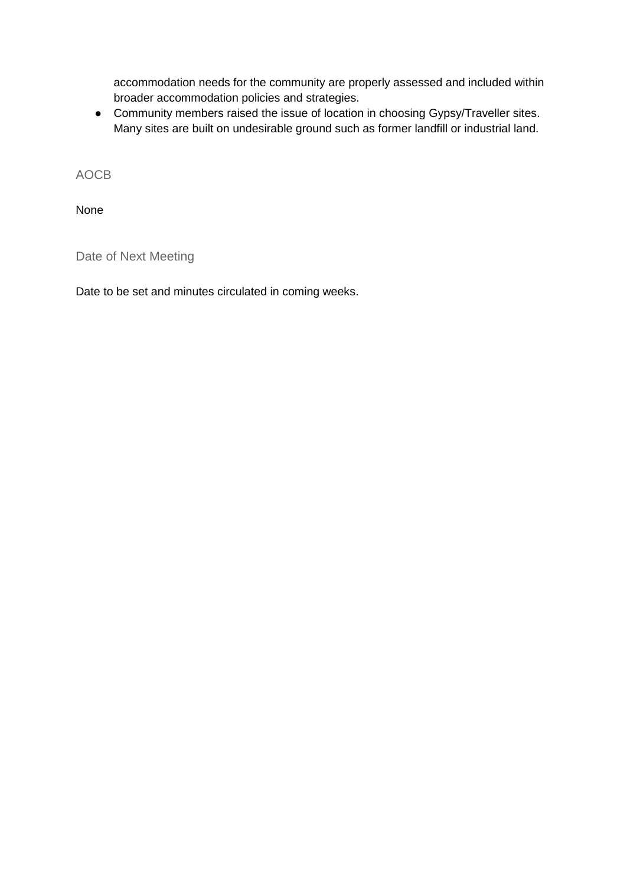accommodation needs for the community are properly assessed and included within broader accommodation policies and strategies.

- Community members raised the issue of location in choosing Gypsy/Traveller sites. Many sites are built on undesirable ground such as former landfill or industrial land.

## AOCB

None

## Date of Next Meeting

Date to be set and minutes circulated in coming weeks.